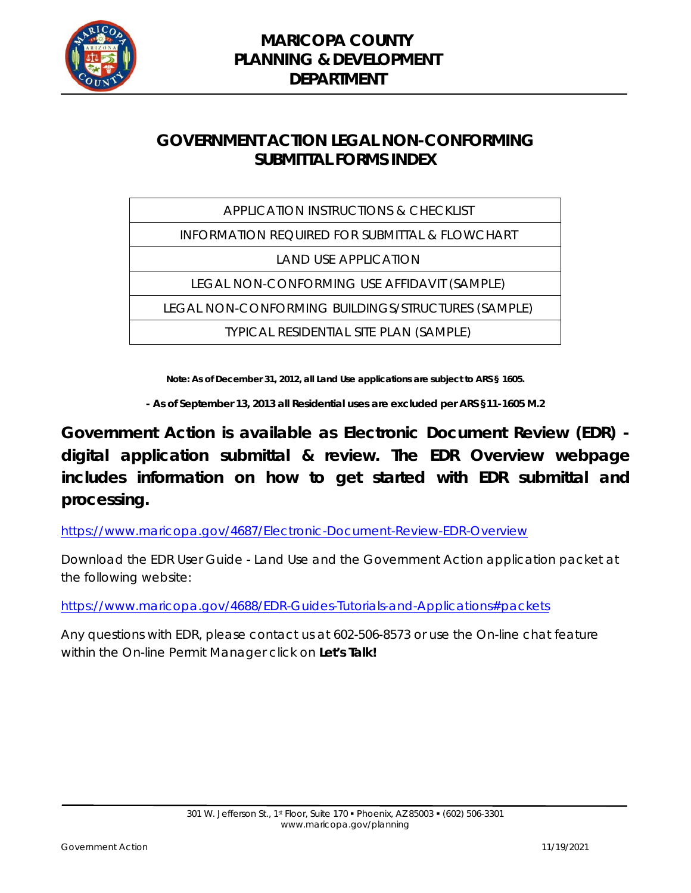# MARICOPA COUNTY PLANNING & DEVELOPMENT DEPARTMENT

## GOVERNMENT ACTION LEGAL NON-CONFORMING SUBMITTAL FORMS INDEX

| APPLICATION INSTRUCTIONS & CHECKLIST |
|---|
| INFORMATION REQUIRED FOR SUBMITTAL & FLOWCHART |
| LAND USE APPLICATION |
| LEGAL NON-CONFORMING USE AFFIDAVIT (SAMPLE) |
| LEGAL NON-CONFORMING BUILDINGS/STRUCTURES (SAMPLE) |
| TYPICAL RESIDENTIAL SITE PLAN (SAMPLE) |

**Note: As of December 31, 2012, all Land Use applications are subject to ARS § 1605.**

**- As of September 13, 2013 all Residential uses are excluded per ARS §11-1605 M.2**

**Government Action is available as Electronic Document Review (EDR) - digital application submittal & review. The EDR Overview webpage includes information on how to get started with EDR submittal and processing.**

https://www.maricopa.gov/4687/Electronic-Document-Review-EDR-Overview

Download the EDR User Guide - Land Use and the Government Action application packet at the following website:

https://www.maricopa.gov/4688/EDR-Guides-Tutorials-and-Applications#packets

Any questions with EDR, please contact us at 602-506-8573 or use the On-line chat feature within the On-line Permit Manager click on **Let's Talk!**

301 W. Jefferson St., 1st Floor, Suite 170 ▪ Phoenix, AZ 85003 ▪ (602) 506-3301
www.maricopa.gov/planning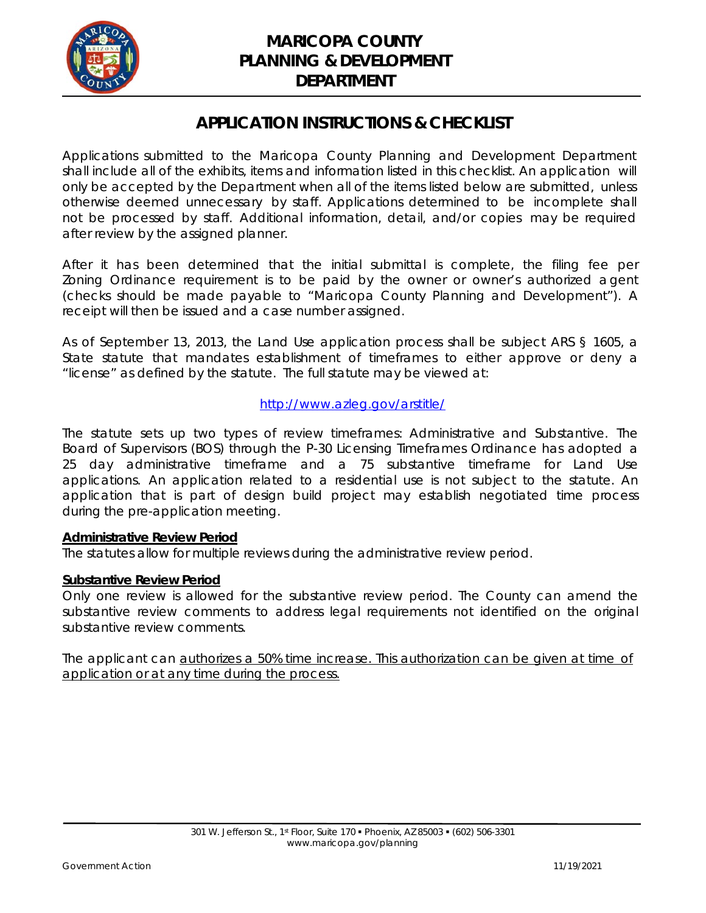# MARICOPA COUNTY PLANNING & DEVELOPMENT DEPARTMENT

## APPLICATION INSTRUCTIONS & CHECKLIST

Applications submitted to the Maricopa County Planning and Development Department shall include all of the exhibits, items and information listed in this checklist. An application will only be accepted by the Department when all of the items listed below are submitted, unless otherwise deemed unnecessary by staff. Applications determined to be incomplete shall not be processed by staff. Additional information, detail, and/or copies may be required after review by the assigned planner.

After it has been determined that the initial submittal is complete, the filing fee per Zoning Ordinance requirement is to be paid by the owner or owner's authorized agent (checks should be made payable to "Maricopa County Planning and Development"). A receipt will then be issued and a case number assigned.

As of September 13, 2013, the Land Use application process shall be subject ARS § 1605, a State statute that mandates establishment of timeframes to either approve or deny a "license" as defined by the statute. The full statute may be viewed at:

http://www.azleg.gov/arstitle/

The statute sets up two types of review timeframes: Administrative and Substantive. The Board of Supervisors (BOS) through the P-30 Licensing Timeframes Ordinance has adopted a 25 day administrative timeframe and a 75 substantive timeframe for Land Use applications. An application related to a residential use is not subject to the statute. An application that is part of design build project may establish negotiated time process during the pre-application meeting.

**Administrative Review Period**

The statutes allow for multiple reviews during the administrative review period.

**Substantive Review Period**

Only one review is allowed for the substantive review period. The County can amend the substantive review comments to address legal requirements not identified on the original substantive review comments.

The applicant can authorizes a 50% time increase. This authorization can be given at time of application or at any time during the process.

301 W. Jefferson St., 1st Floor, Suite 170 ▪ Phoenix, AZ 85003 ▪ (602) 506-3301
www.maricopa.gov/planning

Government Action 11/19/2021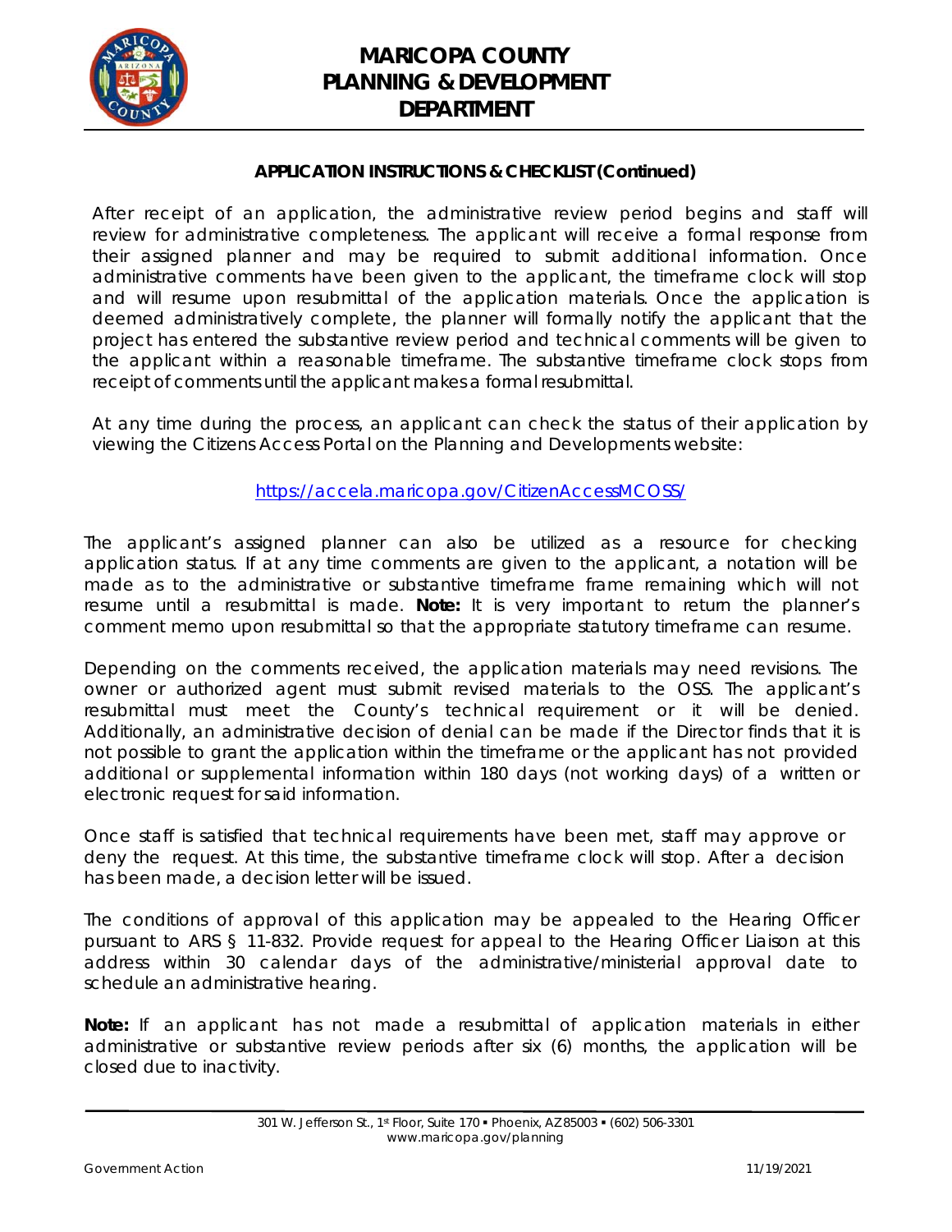## APPLICATION INSTRUCTIONS & CHECKLIST (Continued)

After receipt of an application, the administrative review period begins and staff will review for administrative completeness. The applicant will receive a formal response from their assigned planner and may be required to submit additional information. Once administrative comments have been given to the applicant, the timeframe clock will stop and will resume upon resubmittal of the application materials. Once the application is deemed administratively complete, the planner will formally notify the applicant that the project has entered the substantive review period and technical comments will be given to the applicant within a reasonable timeframe. The substantive timeframe clock stops from receipt of comments until the applicant makes a formal resubmittal.

At any time during the process, an applicant can check the status of their application by viewing the Citizens Access Portal on the Planning and Developments website:

[https://accela.maricopa.gov/CitizenAccessMCOSS/](https://accela.maricopa.gov/CitizenAccessMCOSS/)

The applicant's assigned planner can also be utilized as a resource for checking application status. If at any time comments are given to the applicant, a notation will be made as to the administrative or substantive timeframe frame remaining which will not resume until a resubmittal is made. **Note:** It is very important to return the planner's comment memo upon resubmittal so that the appropriate statutory timeframe can resume.

Depending on the comments received, the application materials may need revisions. The owner or authorized agent must submit revised materials to the OSS. The applicant's resubmittal must meet the County's technical requirement or it will be denied. Additionally, an administrative decision of denial can be made if the Director finds that it is not possible to grant the application within the timeframe or the applicant has not provided additional or supplemental information within 180 days (not working days) of a written or electronic request for said information.

Once staff is satisfied that technical requirements have been met, staff may approve or deny the request. At this time, the substantive timeframe clock will stop. After a decision has been made, a decision letter will be issued.

The conditions of approval of this application may be appealed to the Hearing Officer pursuant to ARS § 11-832. Provide request for appeal to the Hearing Officer Liaison at this address within 30 calendar days of the administrative/ministerial approval date to schedule an administrative hearing.

**Note:** If an applicant has not made a resubmittal of application materials in either administrative or substantive review periods after six (6) months, the application will be closed due to inactivity.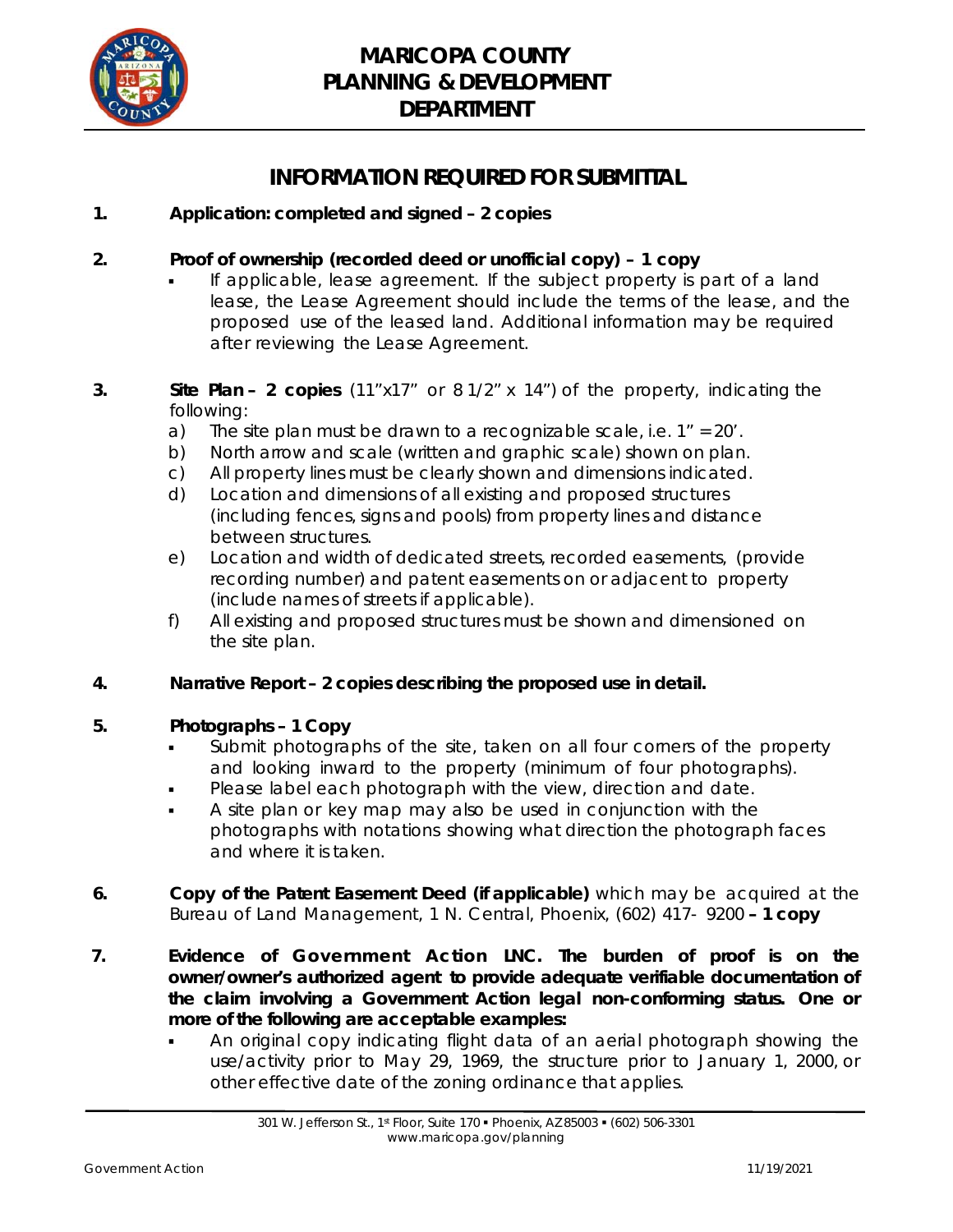# MARICOPA COUNTY PLANNING & DEVELOPMENT DEPARTMENT

## INFORMATION REQUIRED FOR SUBMITTAL

1. **Application: completed and signed – 2 copies**

2. **Proof of ownership (recorded deed or unofficial copy) – 1 copy**
   - If applicable, lease agreement. If the subject property is part of a land lease, the Lease Agreement should include the terms of the lease, and the proposed use of the leased land. Additional information may be required after reviewing the Lease Agreement.

3. **Site Plan – 2 copies** (11"x17" or 8 1/2" x 14") of the property, indicating the following:
   a) The site plan must be drawn to a recognizable scale, i.e. 1" = 20'.
   b) North arrow and scale (written and graphic scale) shown on plan.
   c) All property lines must be clearly shown and dimensions indicated.
   d) Location and dimensions of all existing and proposed structures (including fences, signs and pools) from property lines and distance between structures.
   e) Location and width of dedicated streets, recorded easements, (provide recording number) and patent easements on or adjacent to property (include names of streets if applicable).
   f) All existing and proposed structures must be shown and dimensioned on the site plan.

4. **Narrative Report – 2 copies describing the proposed use in detail.**

5. **Photographs – 1 Copy**
   - Submit photographs of the site, taken on all four corners of the property and looking inward to the property (minimum of four photographs).
   - Please label each photograph with the view, direction and date.
   - A site plan or key map may also be used in conjunction with the photographs with notations showing what direction the photograph faces and where it is taken.

6. **Copy of the Patent Easement Deed (if applicable)** which may be acquired at the Bureau of Land Management, 1 N. Central, Phoenix, (602) 417- 9200 **– 1 copy**

7. **Evidence of Government Action LNC. The burden of proof is on the owner/owner's authorized agent to provide adequate verifiable documentation of the claim involving a Government Action legal non-conforming status. One or more of the following are acceptable examples:**
   - An original copy indicating flight data of an aerial photograph showing the use/activity prior to May 29, 1969, the structure prior to January 1, 2000, or other effective date of the zoning ordinance that applies.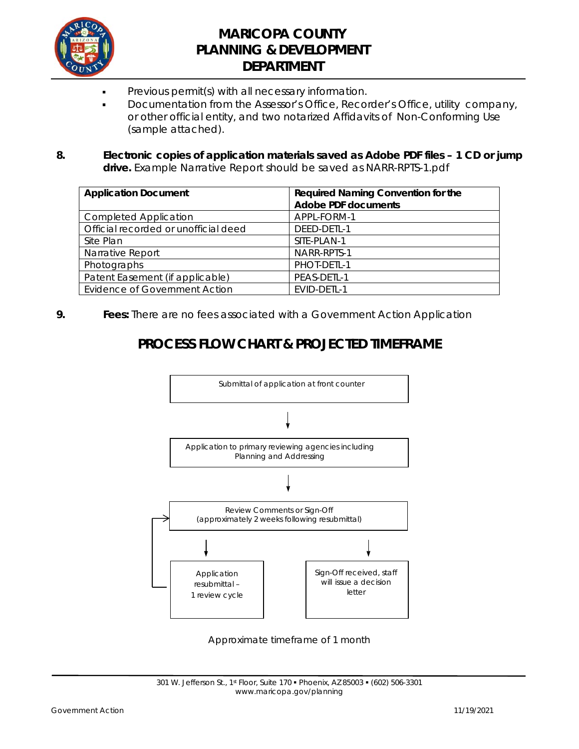- Previous permit(s) with all necessary information.
- Documentation from the Assessor's Office, Recorder's Office, utility company, or other official entity, and two notarized Affidavits of Non-Conforming Use (sample attached).

8. **Electronic copies of application materials saved as Adobe PDF files – 1 CD or jump drive.** Example Narrative Report should be saved as NARR-RPTS-1.pdf

| Application Document | Required Naming Convention for the Adobe PDF documents |
|---|---|
| Completed Application | APPL-FORM-1 |
| Official recorded or unofficial deed | DEED-DETL-1 |
| Site Plan | SITE-PLAN-1 |
| Narrative Report | NARR-RPTS-1 |
| Photographs | PHOT-DETL-1 |
| Patent Easement (if applicable) | PEAS-DETL-1 |
| Evidence of Government Action | EVID-DETL-1 |

9. **Fees:** There are no fees associated with a Government Action Application

## PROCESS FLOW CHART & PROJECTED TIMEFRAME

Submittal of application at front counter

↓

Application to primary reviewing agencies including Planning and Addressing

↓

Review Comments or Sign-Off (approximately 2 weeks following resubmittal)

↓ Application resubmittal – 1 review cycle (returns to Review Comments or Sign-Off)

↓ Sign-Off received, staff will issue a decision letter

Approximate timeframe of 1 month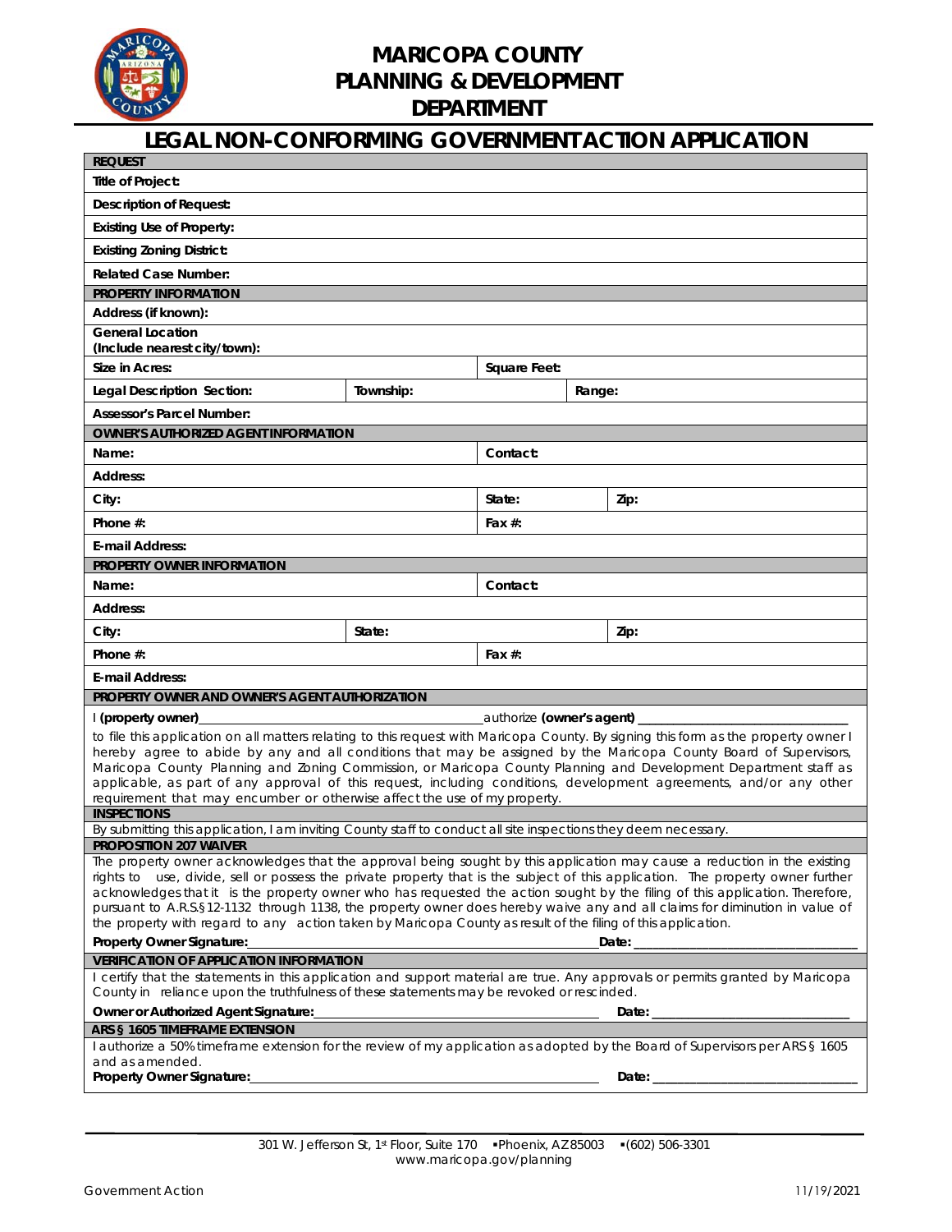# MARICOPA COUNTY PLANNING & DEVELOPMENT DEPARTMENT

## LEGAL NON-CONFORMING GOVERNMENT ACTION APPLICATION

| **REQUEST** | | | |
|---|---|---|---|
| **Title of Project:** | | | |
| **Description of Request:** | | | |
| **Existing Use of Property:** | | | |
| **Existing Zoning District:** | | | |
| **Related Case Number:** | | | |
| **PROPERTY INFORMATION** | | | |
| **Address (if known):** | | | |
| **General Location (Include nearest city/town):** | | | |
| **Size in Acres:** | | **Square Feet:** | |
| **Legal Description Section:** | **Township:** | | **Range:** |
| **Assessor's Parcel Number:** | | | |
| **OWNER'S AUTHORIZED AGENT INFORMATION** | | | |
| **Name:** | | **Contact:** | |
| **Address:** | | | |
| **City:** | | **State:** | **Zip:** |
| **Phone #:** | | **Fax #:** | |
| **E-mail Address:** | | | |
| **PROPERTY OWNER INFORMATION** | | | |
| **Name:** | | **Contact:** | |
| **Address:** | | | |
| **City:** | **State:** | | **Zip:** |
| **Phone #:** | | **Fax #:** | |
| **E-mail Address:** | | | |

**PROPERTY OWNER AND OWNER'S AGENT AUTHORIZATION**

I **(property owner)**\_\_\_\_\_\_\_\_\_\_\_\_\_\_\_\_\_\_\_\_\_\_\_\_\_\_\_\_\_\_ authorize **(owner's agent)** \_\_\_\_\_\_\_\_\_\_\_\_\_\_\_\_\_\_\_\_\_\_\_\_\_\_\_\_\_\_ to file this application on all matters relating to this request with Maricopa County. By signing this form as the property owner I hereby agree to abide by any and all conditions that may be assigned by the Maricopa County Board of Supervisors, Maricopa County Planning and Zoning Commission, or Maricopa County Planning and Development Department staff as applicable, as part of any approval of this request, including conditions, development agreements, and/or any other requirement that may encumber or otherwise affect the use of my property.

**INSPECTIONS**

By submitting this application, I am inviting County staff to conduct all site inspections they deem necessary.

**PROPOSITION 207 WAIVER**

The property owner acknowledges that the approval being sought by this application may cause a reduction in the existing rights to use, divide, sell or possess the private property that is the subject of this application. The property owner further acknowledges that it is the property owner who has requested the action sought by the filing of this application. Therefore, pursuant to A.R.S.§12-1132 through 1138, the property owner does hereby waive any and all claims for diminution in value of the property with regard to any action taken by Maricopa County as result of the filing of this application.

**Property Owner Signature:**\_\_\_\_\_\_\_\_\_\_\_\_\_\_\_\_\_\_\_\_\_\_\_\_\_\_\_\_\_\_ **Date:** \_\_\_\_\_\_\_\_\_\_\_\_\_\_\_\_\_\_\_\_

**VERIFICATION OF APPLICATION INFORMATION**

I certify that the statements in this application and support material are true. Any approvals or permits granted by Maricopa County in reliance upon the truthfulness of these statements may be revoked or rescinded.

**Owner or Authorized Agent Signature:**\_\_\_\_\_\_\_\_\_\_\_\_\_\_\_\_\_\_\_\_\_\_\_\_\_\_\_\_\_\_ **Date:** \_\_\_\_\_\_\_\_\_\_\_\_\_\_\_\_\_\_\_\_

**ARS § 1605 TIMEFRAME EXTENSION**

I authorize a 50% timeframe extension for the review of my application as adopted by the Board of Supervisors per ARS § 1605 and as amended.

**Property Owner Signature:**\_\_\_\_\_\_\_\_\_\_\_\_\_\_\_\_\_\_\_\_\_\_\_\_\_\_\_\_\_\_ **Date:** \_\_\_\_\_\_\_\_\_\_\_\_\_\_\_\_\_\_\_\_

301 W. Jefferson St, 1st Floor, Suite 170 ▪Phoenix, AZ 85003 ▪(602) 506-3301
www.maricopa.gov/planning

Government Action 11/19/2021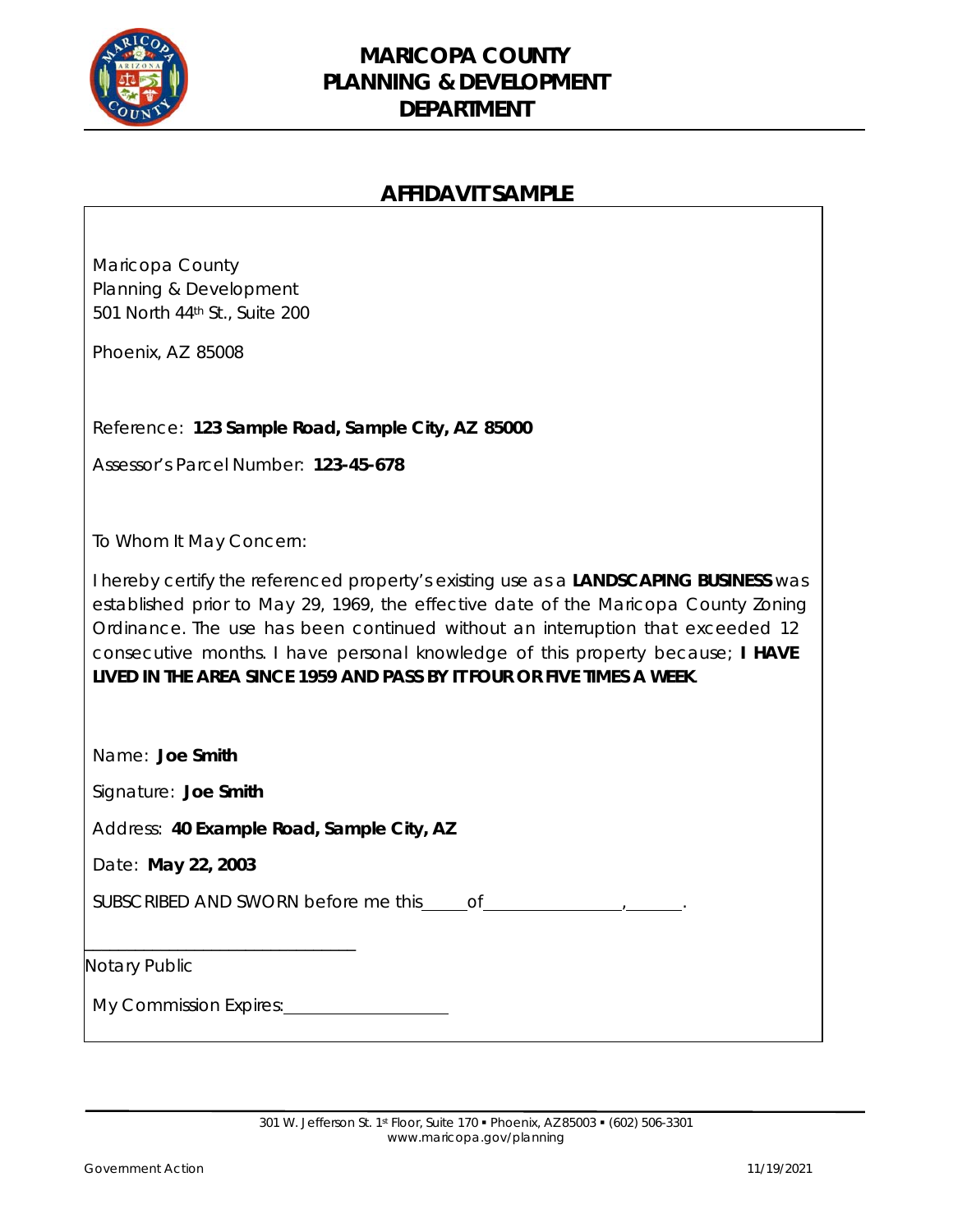# MARICOPA COUNTY PLANNING & DEVELOPMENT DEPARTMENT

## AFFIDAVIT SAMPLE

Maricopa County
Planning & Development
501 North 44th St., Suite 200

Phoenix, AZ 85008

Reference: **123 Sample Road, Sample City, AZ 85000**

Assessor's Parcel Number: **123-45-678**

To Whom It May Concern:

I hereby certify the referenced property's existing use as a **LANDSCAPING BUSINESS** was established prior to May 29, 1969, the effective date of the Maricopa County Zoning Ordinance. The use has been continued without an interruption that exceeded 12 consecutive months. I have personal knowledge of this property because; **I HAVE LIVED IN THE AREA SINCE 1959 AND PASS BY IT FOUR OR FIVE TIMES A WEEK.**

Name: **Joe Smith**

Signature: **Joe Smith**

Address: **40 Example Road, Sample City, AZ**

Date: **May 22, 2003**

SUBSCRIBED AND SWORN before me this_____of________________,_______.

_______________________________
Notary Public

My Commission Expires:___________________

301 W. Jefferson St. 1st Floor, Suite 170 ▪ Phoenix, AZ 85003 ▪ (602) 506-3301
www.maricopa.gov/planning

Government Action 11/19/2021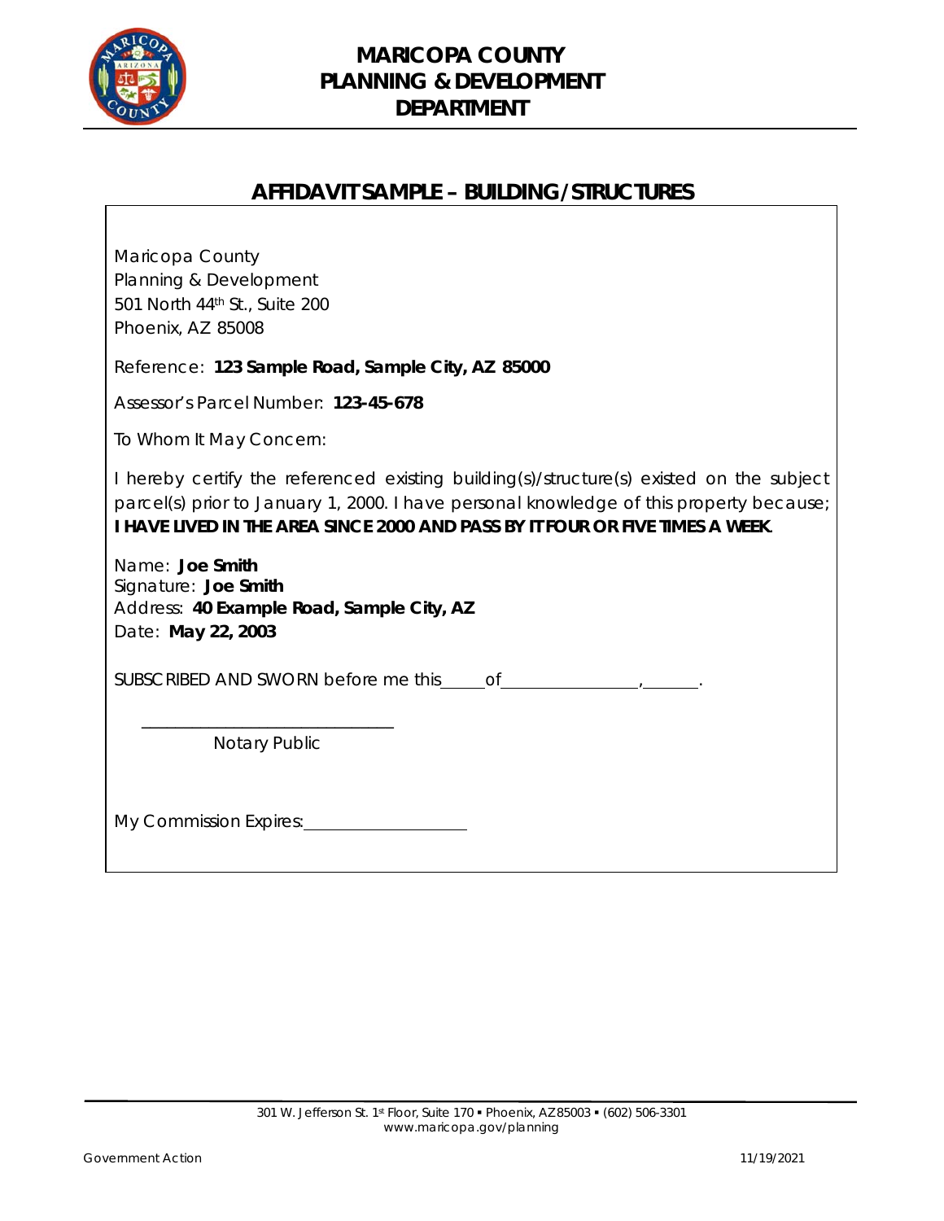# MARICOPA COUNTY PLANNING & DEVELOPMENT DEPARTMENT

## AFFIDAVIT SAMPLE – BUILDING/STRUCTURES

Maricopa County
Planning & Development
501 North 44th St., Suite 200
Phoenix, AZ 85008

Reference: **123 Sample Road, Sample City, AZ 85000**

Assessor's Parcel Number: **123-45-678**

To Whom It May Concern:

I hereby certify the referenced existing building(s)/structure(s) existed on the subject parcel(s) prior to January 1, 2000. I have personal knowledge of this property because; **I HAVE LIVED IN THE AREA SINCE 2000 AND PASS BY IT FOUR OR FIVE TIMES A WEEK**.

Name: **Joe Smith**
Signature: **Joe Smith**
Address: **40 Example Road, Sample City, AZ**
Date: **May 22, 2003**

SUBSCRIBED AND SWORN before me this\_\_\_\_\_of\_\_\_\_\_\_\_\_\_\_\_\_\_\_\_\_,\_\_\_\_\_\_\_.

\_\_\_\_\_\_\_\_\_\_\_\_\_\_\_\_\_\_\_\_\_\_\_\_\_\_\_\_\_\_
Notary Public

My Commission Expires:\_\_\_\_\_\_\_\_\_\_\_\_\_\_\_\_\_\_\_\_

301 W. Jefferson St. 1st Floor, Suite 170 ▪ Phoenix, AZ 85003 ▪ (602) 506-3301
www.maricopa.gov/planning

Government Action 11/19/2021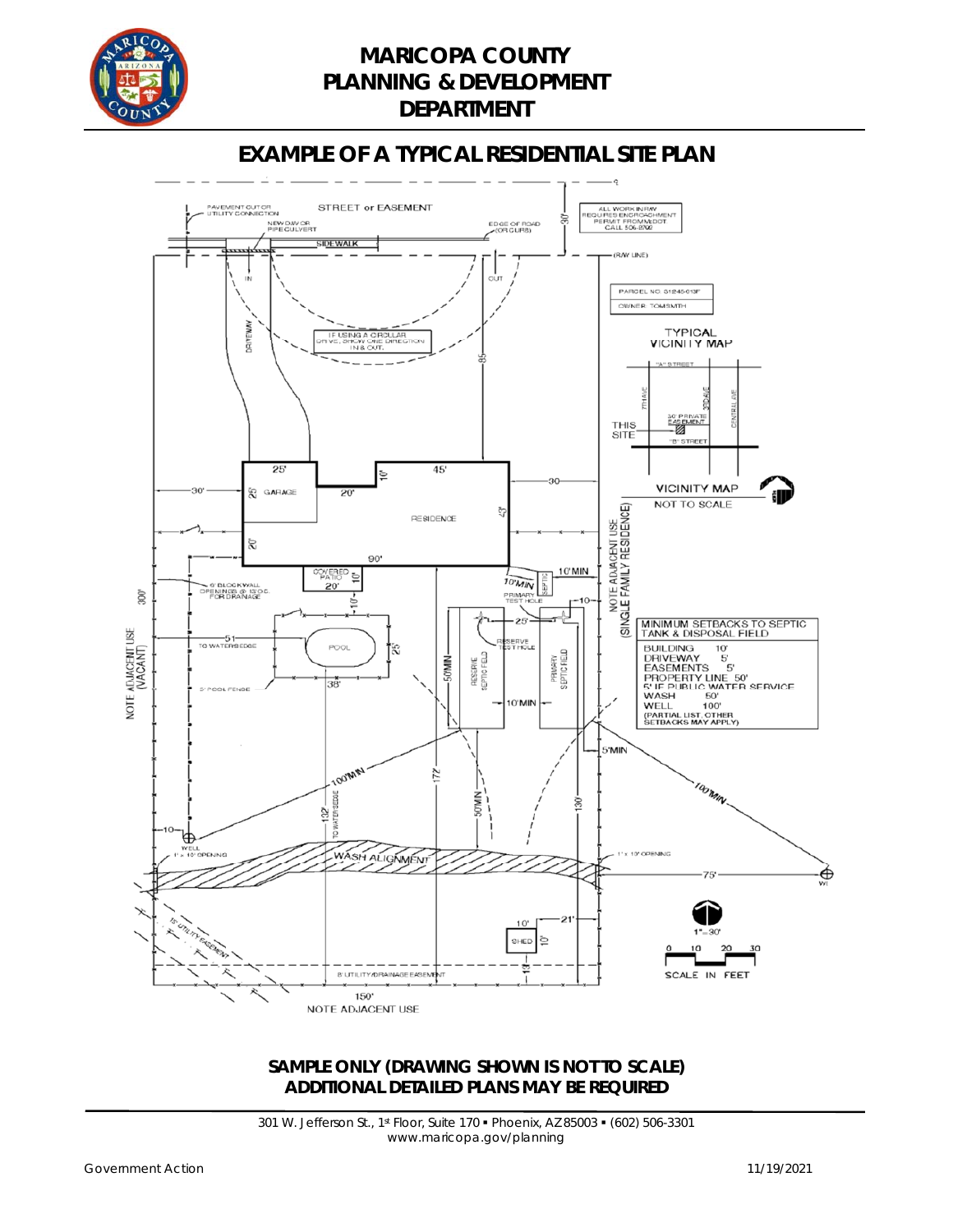# MARICOPA COUNTY PLANNING & DEVELOPMENT DEPARTMENT

## EXAMPLE OF A TYPICAL RESIDENTIAL SITE PLAN

STREET or EASEMENT

PAVEMENT CUT OR UTILITY CONNECTION

NEW D/W OR PIPE CULVERT

EDGE OF ROAD (OR CURB)

SIDEWALK

30'

ALL WORK IN R/W REQUIRES ENCROACHMENT PERMIT FROM MCDOT CALL 506-2702

(R/W LINE)

IN

OUT

DRIVEWAY

IF USING A CIRCULAR DRIVE, SHOW ONE DIRECTION IN & OUT.

85

PARCEL NO. 51245-013F

OWNER: TOM SMITH

TYPICAL VICINITY MAP

"A" STREET

7TH AVE

3RD AVE

CENTRAL AVE

30' PRIVATE EASEMENT

THIS SITE

"B" STREET

VICINITY MAP

NOT TO SCALE

25'

45'

10'

30'

30

25'

GARAGE

20'

RESIDENCE

43'

20'

90'

COVERED PATIO

20'

10'

10'MIN

10'MIN

SEPTIC

PRIMARY TEST HOLE

10

NOTE ADJACENT USE (SINGLE FAMILY RESIDENCE)

6' BLOCK WALL OPENINGS @ 15' O.C. FOR DRAINAGE

300'

10'

25'

51

TO WATERS EDGE

POOL

25'

38'

5' POOL FENCE

RESERVE TEST HOLE

50'MIN

RESERVE SEPTIC FIELD

PRIMARY SEPTIC FIELD

10'MIN

MINIMUM SETBACKS TO SEPTIC TANK & DISPOSAL FIELD

BUILDING 10'

DRIVEWAY 5'

EASEMENTS 5'

PROPERTY LINE 50'

5' IF PUBLIC WATER SERVICE

WASH 50'

WELL 100'

(PARTIAL LIST, OTHER SETBACKS MAY APPLY)

5'MIN

NOTE ADJACENT USE (VACANT)

100'MIN

172

50'MIN

132

TO WATERS EDGE

130

100'MIN

10

WELL

1' x 10' OPENING

WASH ALIGNMENT

1' x 10' OPENING

75'

WL

10'

21'

SHED

10'

13

15' UTILITY EASEMENT

8' UTILITY/DRAINAGE EASEMENT

1" = 30'

0 10 20 30

SCALE IN FEET

150'

NOTE ADJACENT USE

**SAMPLE ONLY (DRAWING SHOWN IS NOT TO SCALE)**
**ADDITIONAL DETAILED PLANS MAY BE REQUIRED**

301 W. Jefferson St., 1st Floor, Suite 170 ▪ Phoenix, AZ 85003 ▪ (602) 506-3301
www.maricopa.gov/planning

Government Action

11/19/2021